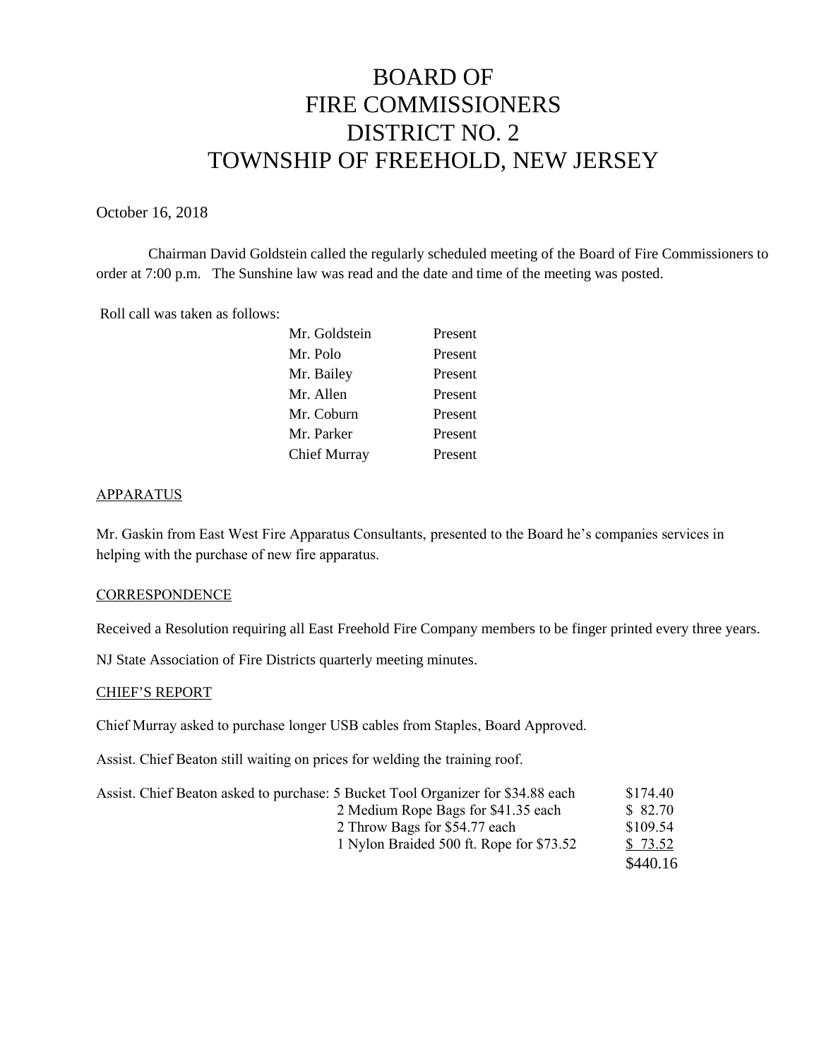# BOARD OF
# FIRE COMMISSIONERS
# DISTRICT NO. 2
# TOWNSHIP OF FREEHOLD, NEW JERSEY

October 16, 2018

Chairman David Goldstein called the regularly scheduled meeting of the Board of Fire Commissioners to order at 7:00 p.m. The Sunshine law was read and the date and time of the meeting was posted.

Roll call was taken as follows:

| | |
|---|---|
| Mr. Goldstein | Present |
| Mr. Polo | Present |
| Mr. Bailey | Present |
| Mr. Allen | Present |
| Mr. Coburn | Present |
| Mr. Parker | Present |
| Chief Murray | Present |

## APPARATUS

Mr. Gaskin from East West Fire Apparatus Consultants, presented to the Board he's companies services in helping with the purchase of new fire apparatus.

## CORRESPONDENCE

Received a Resolution requiring all East Freehold Fire Company members to be finger printed every three years.

NJ State Association of Fire Districts quarterly meeting minutes.

## CHIEF'S REPORT

Chief Murray asked to purchase longer USB cables from Staples, Board Approved.

Assist. Chief Beaton still waiting on prices for welding the training roof.

| | | |
|---|---|---|
| Assist. Chief Beaton asked to purchase: | 5 Bucket Tool Organizer for $34.88 each | $174.40 |
| | 2 Medium Rope Bags for $41.35 each | $ 82.70 |
| | 2 Throw Bags for $54.77 each | $109.54 |
| | 1 Nylon Braided 500 ft. Rope for $73.52 | $ 73.52 |
| | | $440.16 |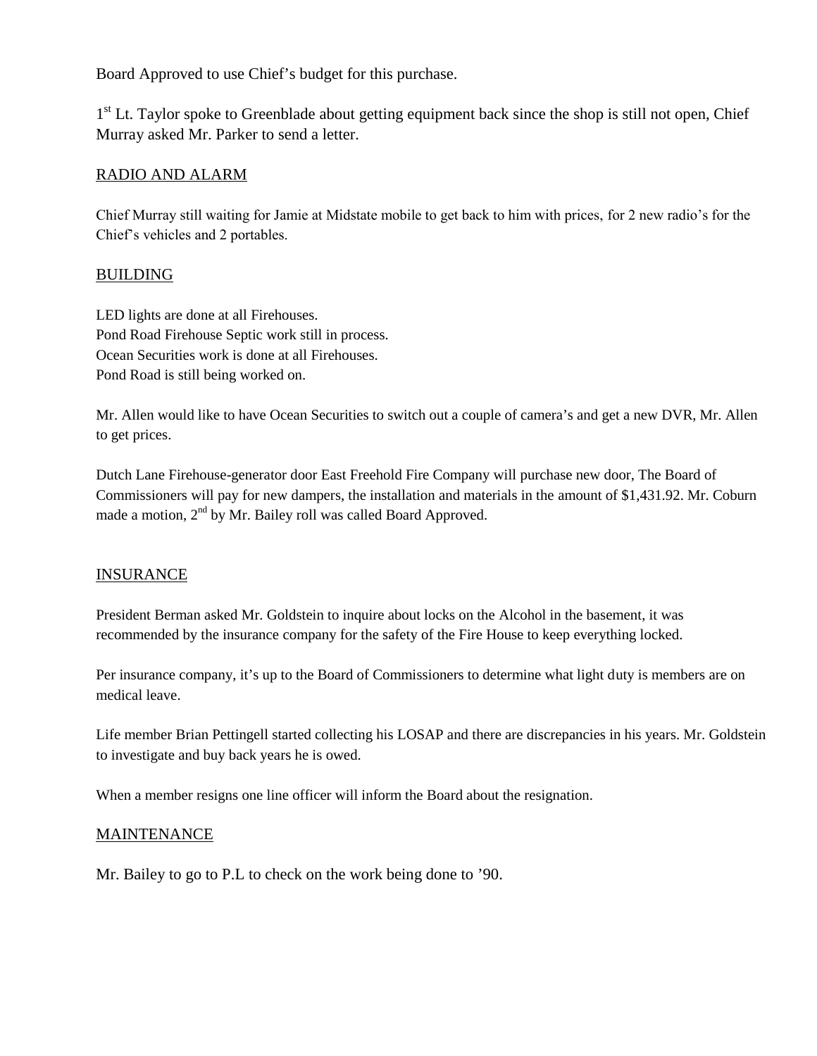Board Approved to use Chief's budget for this purchase.

1st Lt. Taylor spoke to Greenblade about getting equipment back since the shop is still not open, Chief Murray asked Mr. Parker to send a letter.

RADIO AND ALARM

Chief Murray still waiting for Jamie at Midstate mobile to get back to him with prices, for 2 new radio's for the Chief's vehicles and 2 portables.

BUILDING

LED lights are done at all Firehouses.
Pond Road Firehouse Septic work still in process.
Ocean Securities work is done at all Firehouses.
Pond Road is still being worked on.

Mr. Allen would like to have Ocean Securities to switch out a couple of camera's and get a new DVR, Mr. Allen to get prices.

Dutch Lane Firehouse-generator door East Freehold Fire Company will purchase new door, The Board of Commissioners will pay for new dampers, the installation and materials in the amount of $1,431.92. Mr. Coburn made a motion, 2nd by Mr. Bailey roll was called Board Approved.

INSURANCE

President Berman asked Mr. Goldstein to inquire about locks on the Alcohol in the basement, it was recommended by the insurance company for the safety of the Fire House to keep everything locked.

Per insurance company, it's up to the Board of Commissioners to determine what light duty is members are on medical leave.

Life member Brian Pettingell started collecting his LOSAP and there are discrepancies in his years. Mr. Goldstein to investigate and buy back years he is owed.

When a member resigns one line officer will inform the Board about the resignation.

MAINTENANCE

Mr. Bailey to go to P.L to check on the work being done to '90.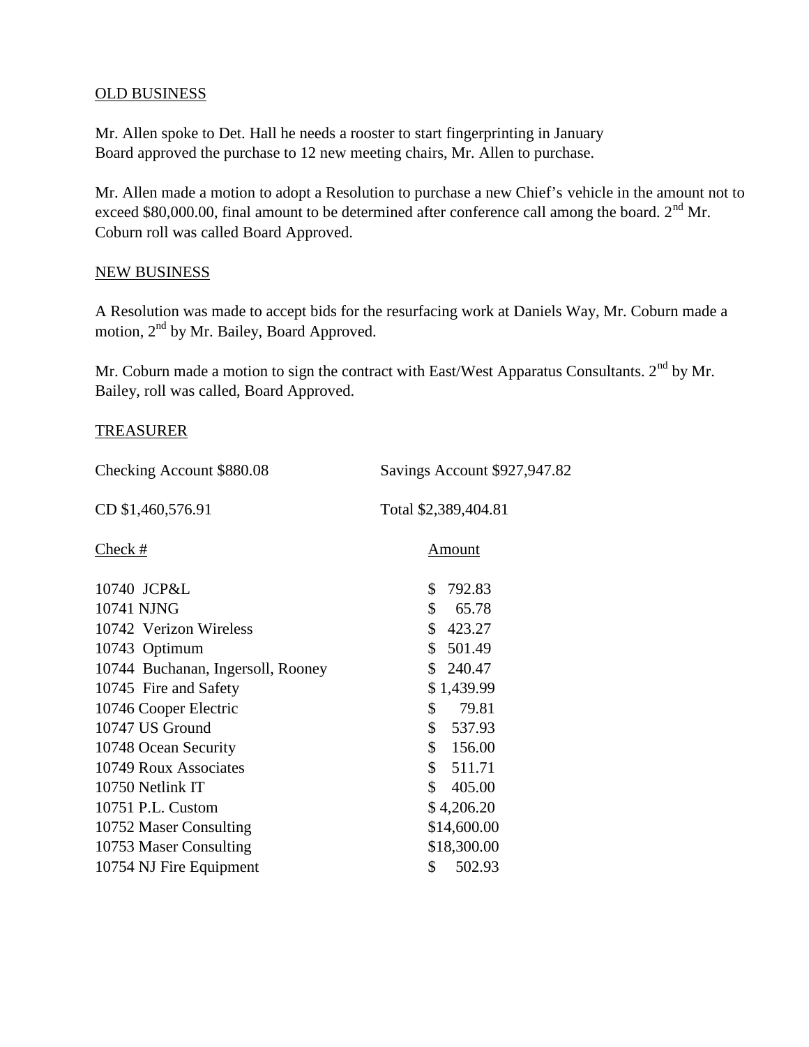## OLD BUSINESS

Mr. Allen spoke to Det. Hall he needs a rooster to start fingerprinting in January
Board approved the purchase to 12 new meeting chairs, Mr. Allen to purchase.

Mr. Allen made a motion to adopt a Resolution to purchase a new Chief's vehicle in the amount not to exceed $80,000.00, final amount to be determined after conference call among the board. 2nd Mr. Coburn roll was called Board Approved.

## NEW BUSINESS

A Resolution was made to accept bids for the resurfacing work at Daniels Way, Mr. Coburn made a motion, 2nd by Mr. Bailey, Board Approved.

Mr. Coburn made a motion to sign the contract with East/West Apparatus Consultants. 2nd by Mr. Bailey, roll was called, Board Approved.

## TREASURER

Checking Account $880.08 | Savings Account $927,947.82

CD $1,460,576.91 | Total $2,389,404.81

| Check # | Amount |
|---|---|
| 10740 JCP&L | $ 792.83 |
| 10741 NJNG | $ 65.78 |
| 10742 Verizon Wireless | $ 423.27 |
| 10743 Optimum | $ 501.49 |
| 10744 Buchanan, Ingersoll, Rooney | $ 240.47 |
| 10745 Fire and Safety | $ 1,439.99 |
| 10746 Cooper Electric | $ 79.81 |
| 10747 US Ground | $ 537.93 |
| 10748 Ocean Security | $ 156.00 |
| 10749 Roux Associates | $ 511.71 |
| 10750 Netlink IT | $ 405.00 |
| 10751 P.L. Custom | $ 4,206.20 |
| 10752 Maser Consulting | $14,600.00 |
| 10753 Maser Consulting | $18,300.00 |
| 10754 NJ Fire Equipment | $ 502.93 |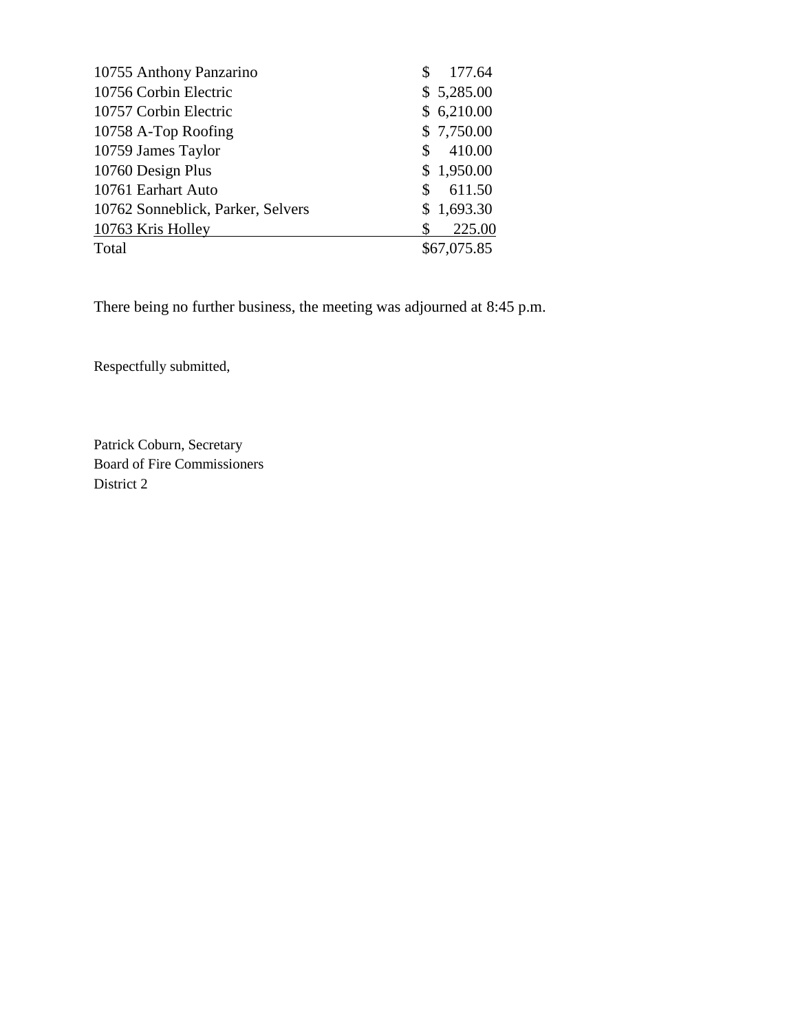| | |
|---|---|
| 10755 Anthony Panzarino | $ 177.64 |
| 10756 Corbin Electric | $ 5,285.00 |
| 10757 Corbin Electric | $ 6,210.00 |
| 10758 A-Top Roofing | $ 7,750.00 |
| 10759 James Taylor | $ 410.00 |
| 10760 Design Plus | $ 1,950.00 |
| 10761 Earhart Auto | $ 611.50 |
| 10762 Sonneblick, Parker, Selvers | $ 1,693.30 |
| 10763 Kris Holley | $ 225.00 |
| Total | $67,075.85 |

There being no further business, the meeting was adjourned at 8:45 p.m.

Respectfully submitted,

Patrick Coburn, Secretary
Board of Fire Commissioners
District 2